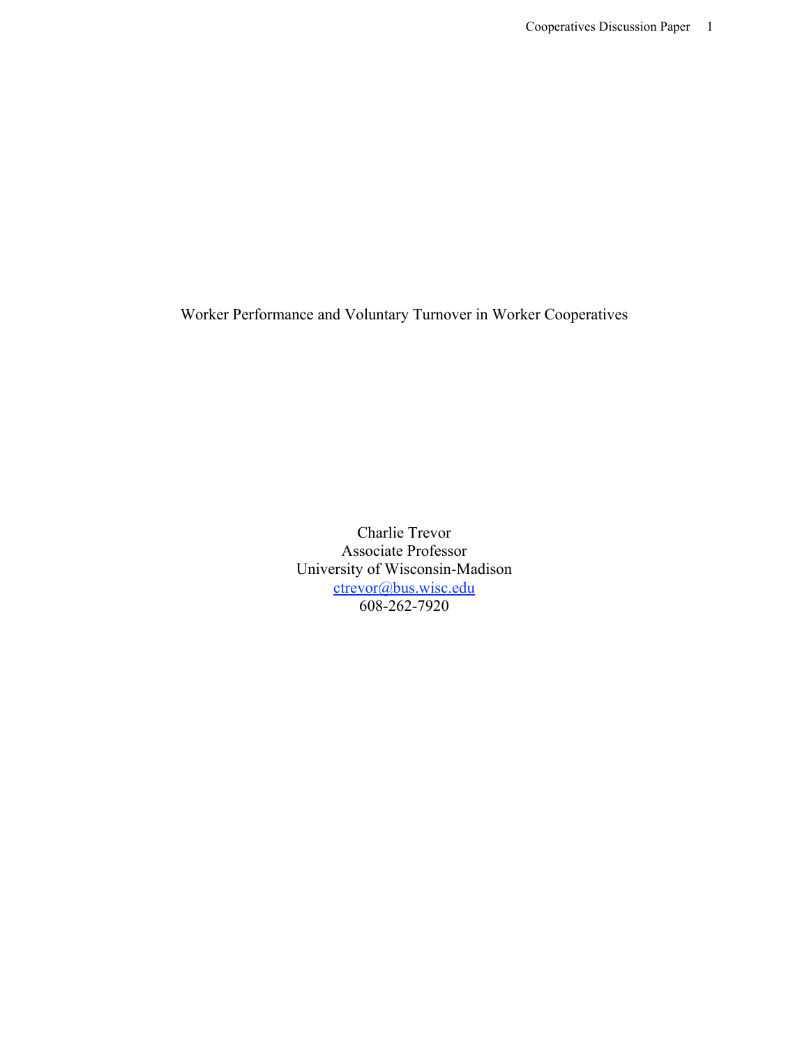# Worker Performance and Voluntary Turnover in Worker Cooperatives

Charlie Trevor
Associate Professor
University of Wisconsin-Madison
ctrevor@bus.wisc.edu
608-262-7920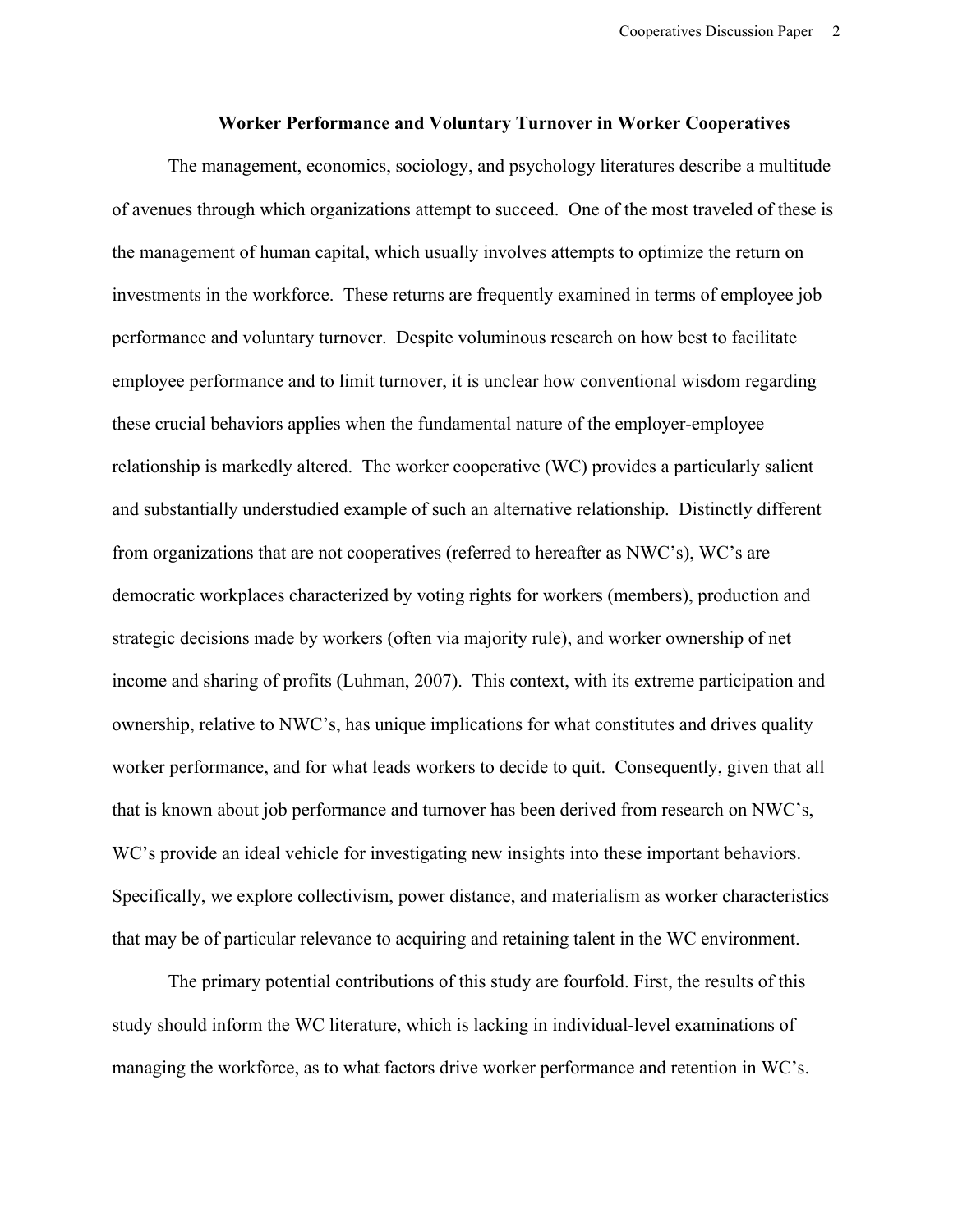# Worker Performance and Voluntary Turnover in Worker Cooperatives

The management, economics, sociology, and psychology literatures describe a multitude of avenues through which organizations attempt to succeed. One of the most traveled of these is the management of human capital, which usually involves attempts to optimize the return on investments in the workforce. These returns are frequently examined in terms of employee job performance and voluntary turnover. Despite voluminous research on how best to facilitate employee performance and to limit turnover, it is unclear how conventional wisdom regarding these crucial behaviors applies when the fundamental nature of the employer-employee relationship is markedly altered. The worker cooperative (WC) provides a particularly salient and substantially understudied example of such an alternative relationship. Distinctly different from organizations that are not cooperatives (referred to hereafter as NWC's), WC's are democratic workplaces characterized by voting rights for workers (members), production and strategic decisions made by workers (often via majority rule), and worker ownership of net income and sharing of profits (Luhman, 2007). This context, with its extreme participation and ownership, relative to NWC's, has unique implications for what constitutes and drives quality worker performance, and for what leads workers to decide to quit. Consequently, given that all that is known about job performance and turnover has been derived from research on NWC's, WC's provide an ideal vehicle for investigating new insights into these important behaviors. Specifically, we explore collectivism, power distance, and materialism as worker characteristics that may be of particular relevance to acquiring and retaining talent in the WC environment.

The primary potential contributions of this study are fourfold. First, the results of this study should inform the WC literature, which is lacking in individual-level examinations of managing the workforce, as to what factors drive worker performance and retention in WC's.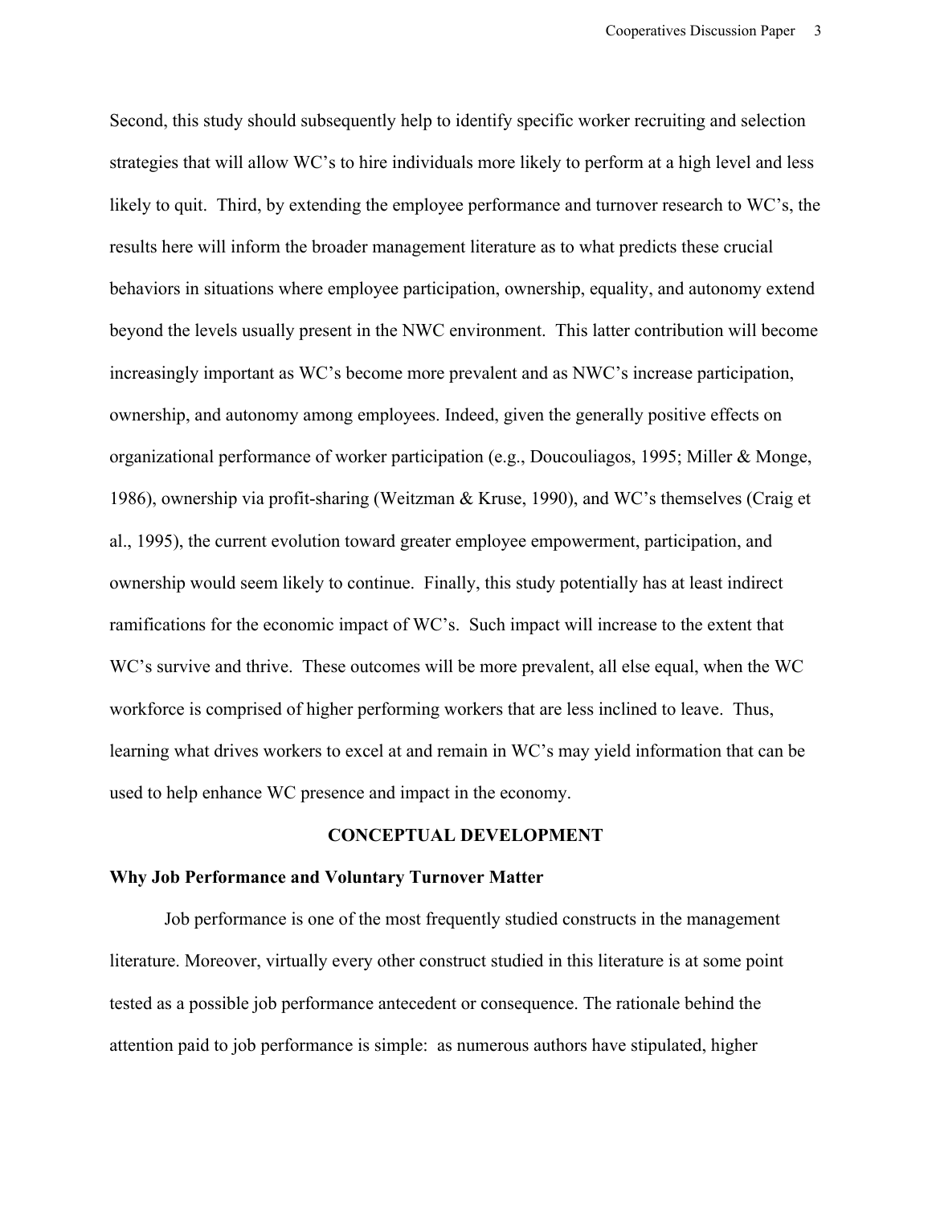Second, this study should subsequently help to identify specific worker recruiting and selection strategies that will allow WC's to hire individuals more likely to perform at a high level and less likely to quit. Third, by extending the employee performance and turnover research to WC's, the results here will inform the broader management literature as to what predicts these crucial behaviors in situations where employee participation, ownership, equality, and autonomy extend beyond the levels usually present in the NWC environment. This latter contribution will become increasingly important as WC's become more prevalent and as NWC's increase participation, ownership, and autonomy among employees. Indeed, given the generally positive effects on organizational performance of worker participation (e.g., Doucouliagos, 1995; Miller & Monge, 1986), ownership via profit-sharing (Weitzman & Kruse, 1990), and WC's themselves (Craig et al., 1995), the current evolution toward greater employee empowerment, participation, and ownership would seem likely to continue. Finally, this study potentially has at least indirect ramifications for the economic impact of WC's. Such impact will increase to the extent that WC's survive and thrive. These outcomes will be more prevalent, all else equal, when the WC workforce is comprised of higher performing workers that are less inclined to leave. Thus, learning what drives workers to excel at and remain in WC's may yield information that can be used to help enhance WC presence and impact in the economy.

## CONCEPTUAL DEVELOPMENT

### Why Job Performance and Voluntary Turnover Matter

Job performance is one of the most frequently studied constructs in the management literature. Moreover, virtually every other construct studied in this literature is at some point tested as a possible job performance antecedent or consequence. The rationale behind the attention paid to job performance is simple: as numerous authors have stipulated, higher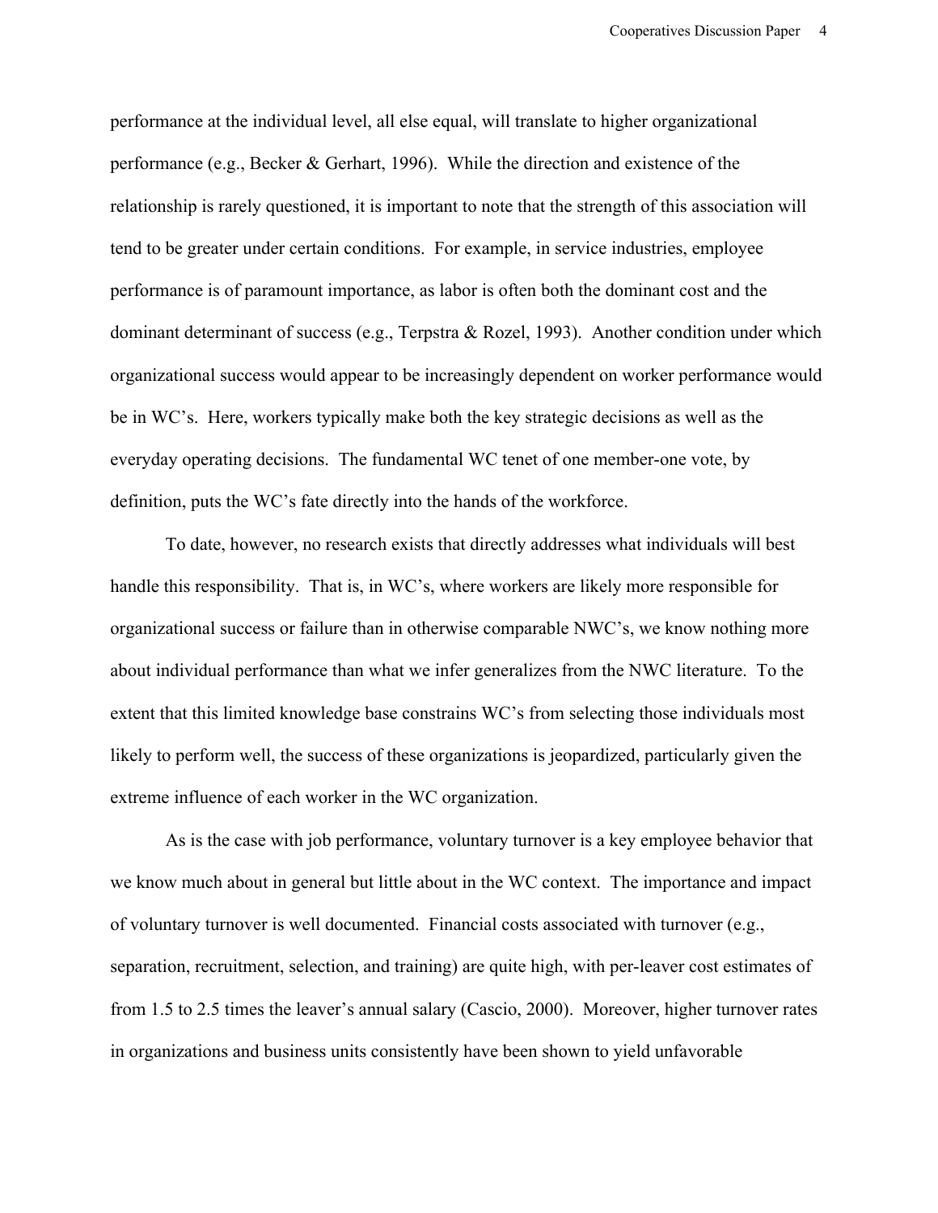performance at the individual level, all else equal, will translate to higher organizational performance (e.g., Becker & Gerhart, 1996). While the direction and existence of the relationship is rarely questioned, it is important to note that the strength of this association will tend to be greater under certain conditions. For example, in service industries, employee performance is of paramount importance, as labor is often both the dominant cost and the dominant determinant of success (e.g., Terpstra & Rozel, 1993). Another condition under which organizational success would appear to be increasingly dependent on worker performance would be in WC's. Here, workers typically make both the key strategic decisions as well as the everyday operating decisions. The fundamental WC tenet of one member-one vote, by definition, puts the WC's fate directly into the hands of the workforce.

To date, however, no research exists that directly addresses what individuals will best handle this responsibility. That is, in WC's, where workers are likely more responsible for organizational success or failure than in otherwise comparable NWC's, we know nothing more about individual performance than what we infer generalizes from the NWC literature. To the extent that this limited knowledge base constrains WC's from selecting those individuals most likely to perform well, the success of these organizations is jeopardized, particularly given the extreme influence of each worker in the WC organization.

As is the case with job performance, voluntary turnover is a key employee behavior that we know much about in general but little about in the WC context. The importance and impact of voluntary turnover is well documented. Financial costs associated with turnover (e.g., separation, recruitment, selection, and training) are quite high, with per-leaver cost estimates of from 1.5 to 2.5 times the leaver's annual salary (Cascio, 2000). Moreover, higher turnover rates in organizations and business units consistently have been shown to yield unfavorable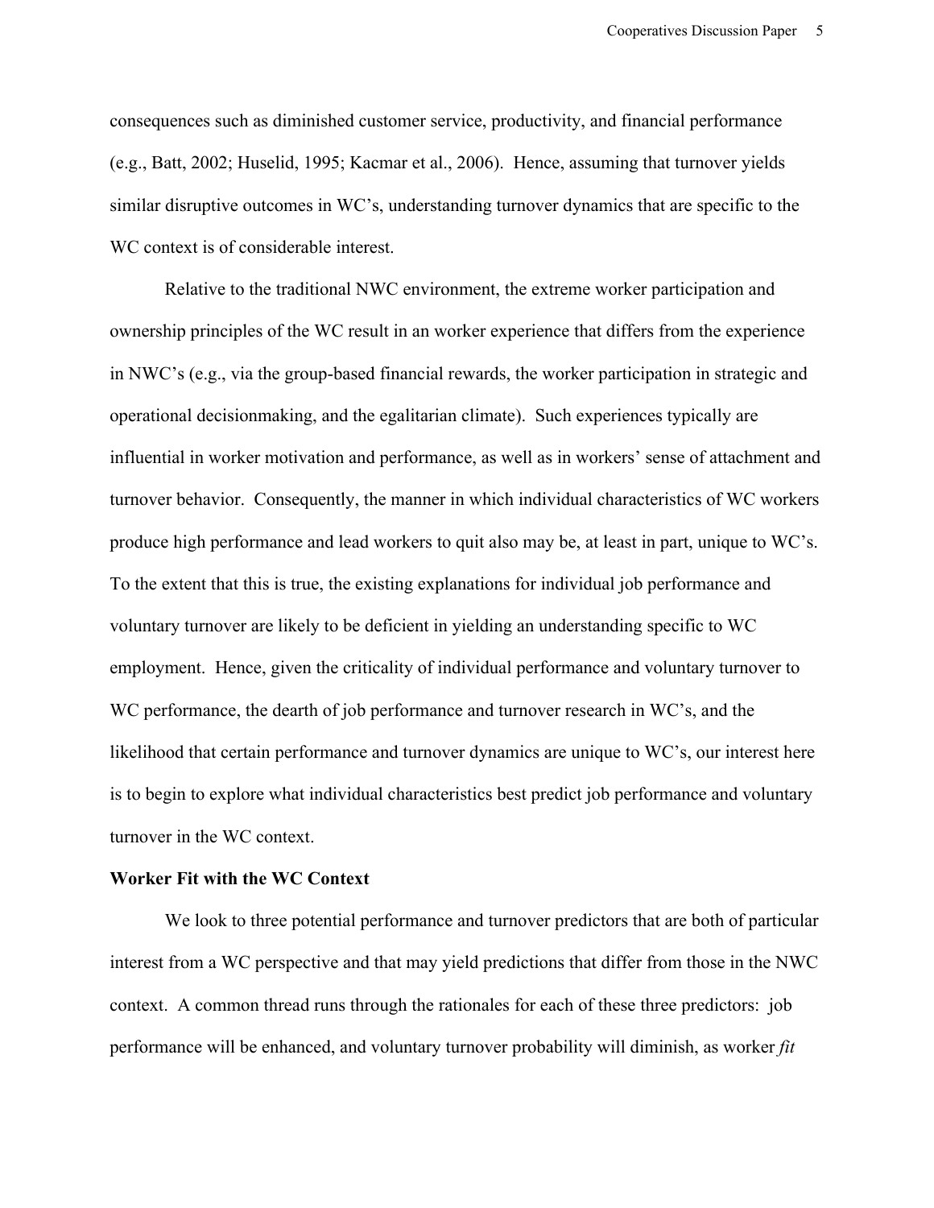consequences such as diminished customer service, productivity, and financial performance (e.g., Batt, 2002; Huselid, 1995; Kacmar et al., 2006). Hence, assuming that turnover yields similar disruptive outcomes in WC's, understanding turnover dynamics that are specific to the WC context is of considerable interest.

Relative to the traditional NWC environment, the extreme worker participation and ownership principles of the WC result in an worker experience that differs from the experience in NWC's (e.g., via the group-based financial rewards, the worker participation in strategic and operational decisionmaking, and the egalitarian climate). Such experiences typically are influential in worker motivation and performance, as well as in workers' sense of attachment and turnover behavior. Consequently, the manner in which individual characteristics of WC workers produce high performance and lead workers to quit also may be, at least in part, unique to WC's. To the extent that this is true, the existing explanations for individual job performance and voluntary turnover are likely to be deficient in yielding an understanding specific to WC employment. Hence, given the criticality of individual performance and voluntary turnover to WC performance, the dearth of job performance and turnover research in WC's, and the likelihood that certain performance and turnover dynamics are unique to WC's, our interest here is to begin to explore what individual characteristics best predict job performance and voluntary turnover in the WC context.

**Worker Fit with the WC Context**

We look to three potential performance and turnover predictors that are both of particular interest from a WC perspective and that may yield predictions that differ from those in the NWC context. A common thread runs through the rationales for each of these three predictors: job performance will be enhanced, and voluntary turnover probability will diminish, as worker *fit*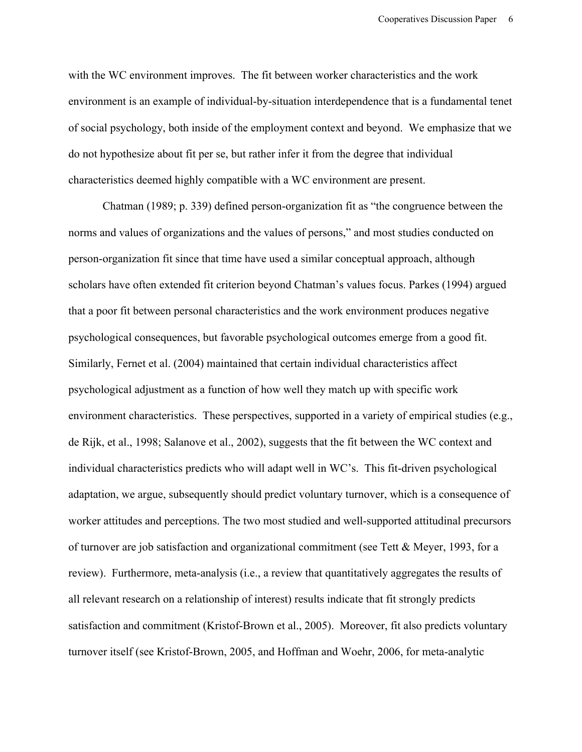with the WC environment improves. The fit between worker characteristics and the work environment is an example of individual-by-situation interdependence that is a fundamental tenet of social psychology, both inside of the employment context and beyond. We emphasize that we do not hypothesize about fit per se, but rather infer it from the degree that individual characteristics deemed highly compatible with a WC environment are present.

Chatman (1989; p. 339) defined person-organization fit as "the congruence between the norms and values of organizations and the values of persons," and most studies conducted on person-organization fit since that time have used a similar conceptual approach, although scholars have often extended fit criterion beyond Chatman's values focus. Parkes (1994) argued that a poor fit between personal characteristics and the work environment produces negative psychological consequences, but favorable psychological outcomes emerge from a good fit. Similarly, Fernet et al. (2004) maintained that certain individual characteristics affect psychological adjustment as a function of how well they match up with specific work environment characteristics. These perspectives, supported in a variety of empirical studies (e.g., de Rijk, et al., 1998; Salanove et al., 2002), suggests that the fit between the WC context and individual characteristics predicts who will adapt well in WC's. This fit-driven psychological adaptation, we argue, subsequently should predict voluntary turnover, which is a consequence of worker attitudes and perceptions. The two most studied and well-supported attitudinal precursors of turnover are job satisfaction and organizational commitment (see Tett & Meyer, 1993, for a review). Furthermore, meta-analysis (i.e., a review that quantitatively aggregates the results of all relevant research on a relationship of interest) results indicate that fit strongly predicts satisfaction and commitment (Kristof-Brown et al., 2005). Moreover, fit also predicts voluntary turnover itself (see Kristof-Brown, 2005, and Hoffman and Woehr, 2006, for meta-analytic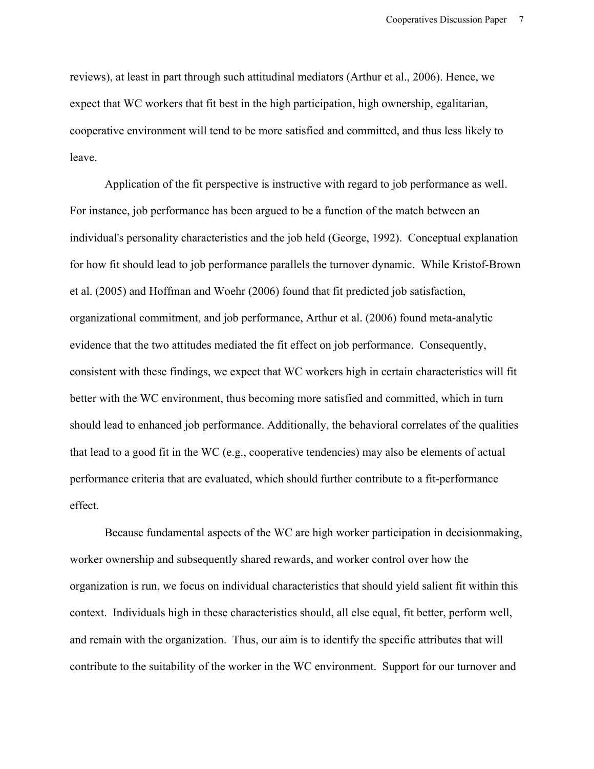reviews), at least in part through such attitudinal mediators (Arthur et al., 2006). Hence, we expect that WC workers that fit best in the high participation, high ownership, egalitarian, cooperative environment will tend to be more satisfied and committed, and thus less likely to leave.

Application of the fit perspective is instructive with regard to job performance as well. For instance, job performance has been argued to be a function of the match between an individual's personality characteristics and the job held (George, 1992). Conceptual explanation for how fit should lead to job performance parallels the turnover dynamic. While Kristof-Brown et al. (2005) and Hoffman and Woehr (2006) found that fit predicted job satisfaction, organizational commitment, and job performance, Arthur et al. (2006) found meta-analytic evidence that the two attitudes mediated the fit effect on job performance. Consequently, consistent with these findings, we expect that WC workers high in certain characteristics will fit better with the WC environment, thus becoming more satisfied and committed, which in turn should lead to enhanced job performance. Additionally, the behavioral correlates of the qualities that lead to a good fit in the WC (e.g., cooperative tendencies) may also be elements of actual performance criteria that are evaluated, which should further contribute to a fit-performance effect.

Because fundamental aspects of the WC are high worker participation in decisionmaking, worker ownership and subsequently shared rewards, and worker control over how the organization is run, we focus on individual characteristics that should yield salient fit within this context. Individuals high in these characteristics should, all else equal, fit better, perform well, and remain with the organization. Thus, our aim is to identify the specific attributes that will contribute to the suitability of the worker in the WC environment. Support for our turnover and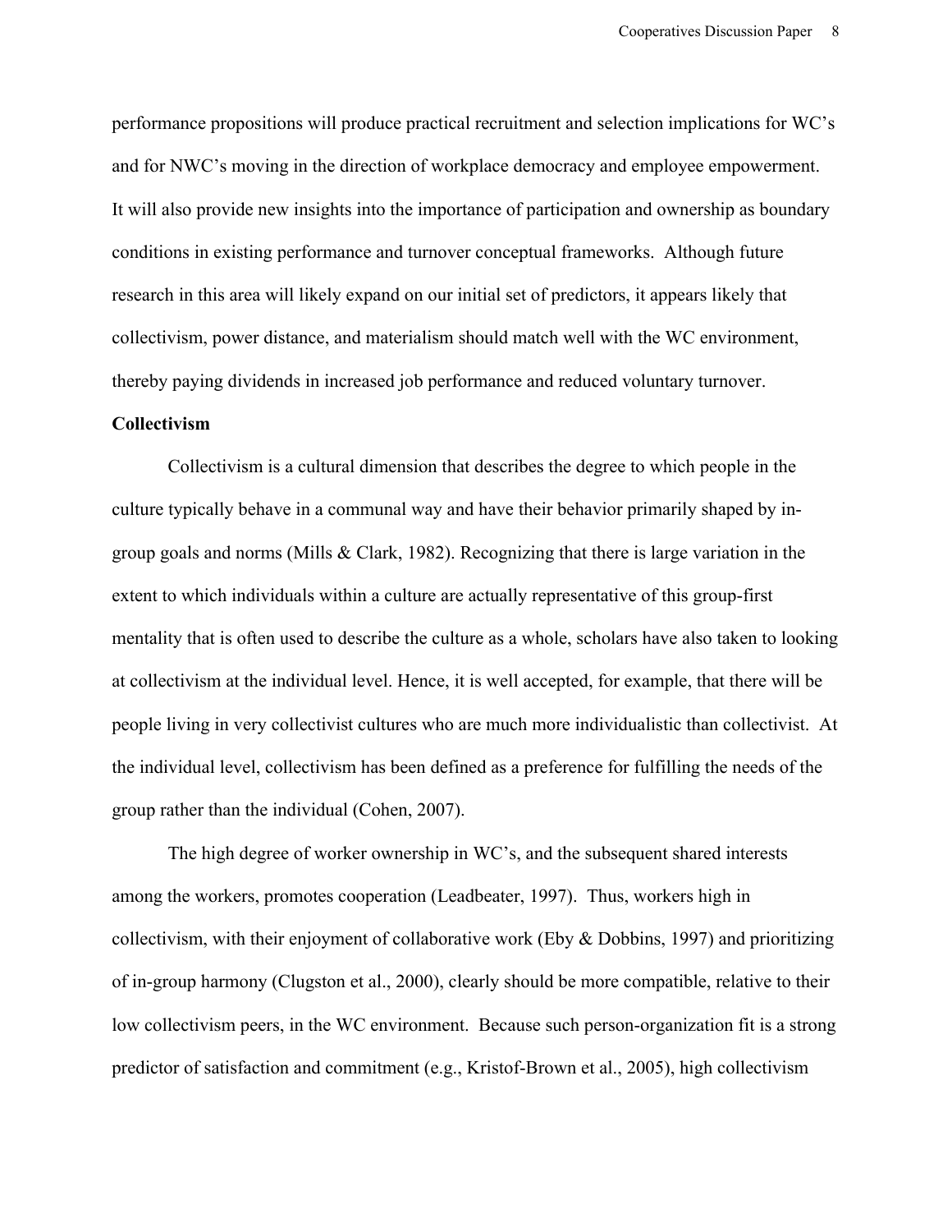performance propositions will produce practical recruitment and selection implications for WC's and for NWC's moving in the direction of workplace democracy and employee empowerment. It will also provide new insights into the importance of participation and ownership as boundary conditions in existing performance and turnover conceptual frameworks. Although future research in this area will likely expand on our initial set of predictors, it appears likely that collectivism, power distance, and materialism should match well with the WC environment, thereby paying dividends in increased job performance and reduced voluntary turnover.

**Collectivism**

Collectivism is a cultural dimension that describes the degree to which people in the culture typically behave in a communal way and have their behavior primarily shaped by in-group goals and norms (Mills & Clark, 1982). Recognizing that there is large variation in the extent to which individuals within a culture are actually representative of this group-first mentality that is often used to describe the culture as a whole, scholars have also taken to looking at collectivism at the individual level. Hence, it is well accepted, for example, that there will be people living in very collectivist cultures who are much more individualistic than collectivist. At the individual level, collectivism has been defined as a preference for fulfilling the needs of the group rather than the individual (Cohen, 2007).

The high degree of worker ownership in WC's, and the subsequent shared interests among the workers, promotes cooperation (Leadbeater, 1997). Thus, workers high in collectivism, with their enjoyment of collaborative work (Eby & Dobbins, 1997) and prioritizing of in-group harmony (Clugston et al., 2000), clearly should be more compatible, relative to their low collectivism peers, in the WC environment. Because such person-organization fit is a strong predictor of satisfaction and commitment (e.g., Kristof-Brown et al., 2005), high collectivism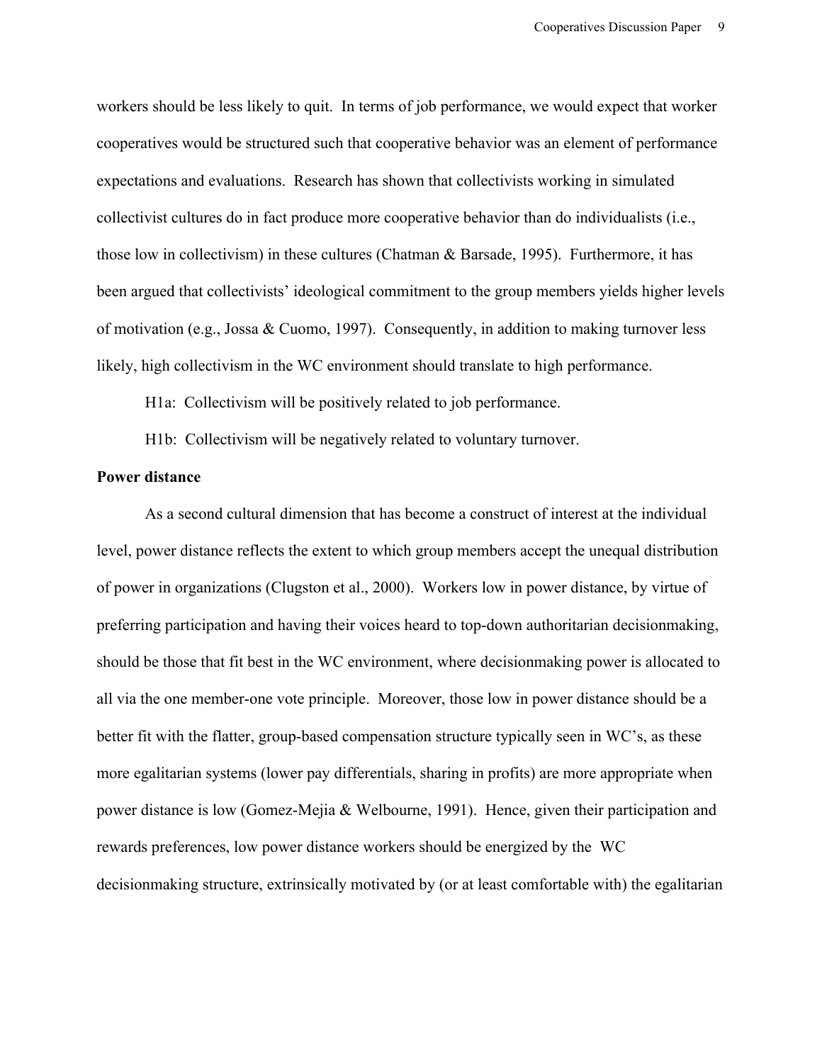workers should be less likely to quit. In terms of job performance, we would expect that worker cooperatives would be structured such that cooperative behavior was an element of performance expectations and evaluations. Research has shown that collectivists working in simulated collectivist cultures do in fact produce more cooperative behavior than do individualists (i.e., those low in collectivism) in these cultures (Chatman & Barsade, 1995). Furthermore, it has been argued that collectivists' ideological commitment to the group members yields higher levels of motivation (e.g., Jossa & Cuomo, 1997). Consequently, in addition to making turnover less likely, high collectivism in the WC environment should translate to high performance.

H1a: Collectivism will be positively related to job performance.

H1b: Collectivism will be negatively related to voluntary turnover.

**Power distance**

As a second cultural dimension that has become a construct of interest at the individual level, power distance reflects the extent to which group members accept the unequal distribution of power in organizations (Clugston et al., 2000). Workers low in power distance, by virtue of preferring participation and having their voices heard to top-down authoritarian decisionmaking, should be those that fit best in the WC environment, where decisionmaking power is allocated to all via the one member-one vote principle. Moreover, those low in power distance should be a better fit with the flatter, group-based compensation structure typically seen in WC's, as these more egalitarian systems (lower pay differentials, sharing in profits) are more appropriate when power distance is low (Gomez-Mejia & Welbourne, 1991). Hence, given their participation and rewards preferences, low power distance workers should be energized by the WC decisionmaking structure, extrinsically motivated by (or at least comfortable with) the egalitarian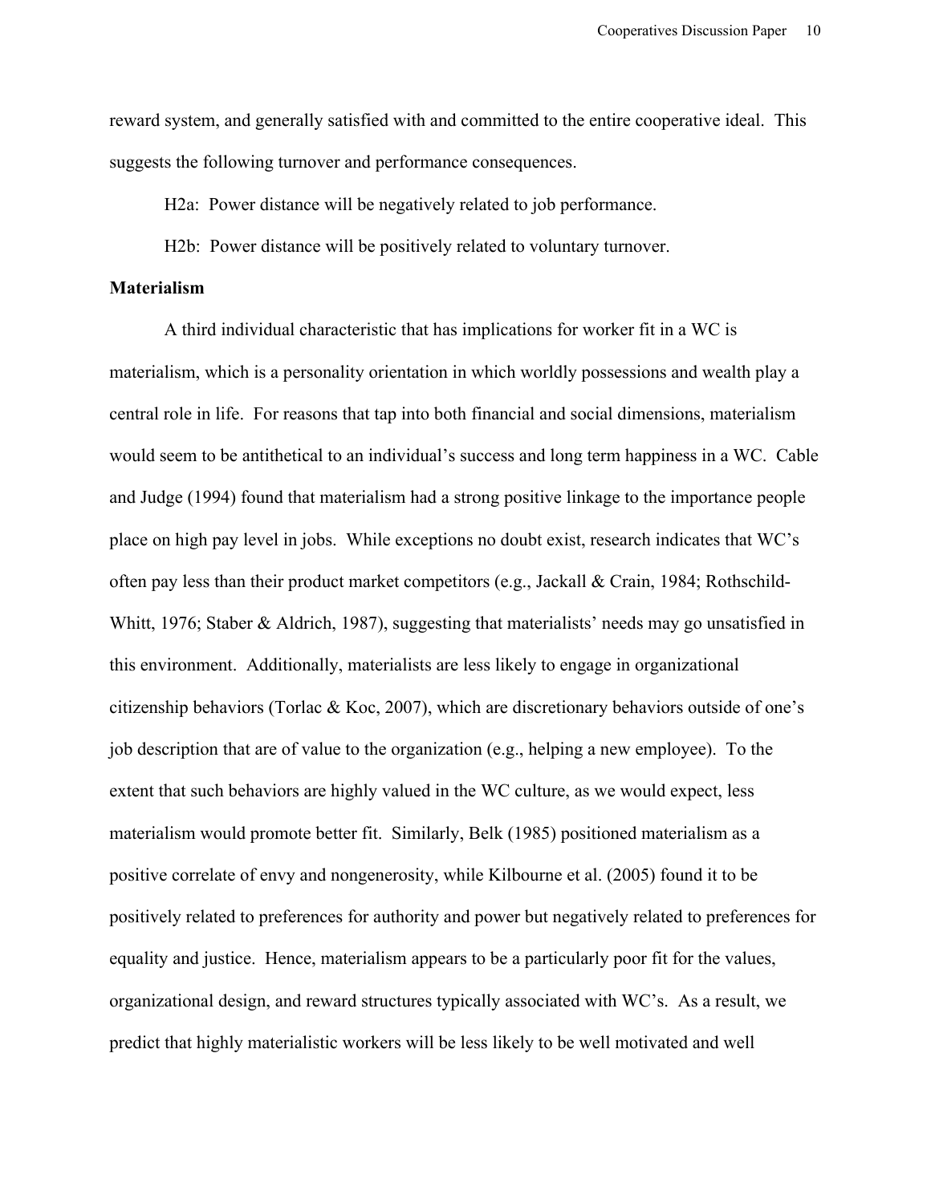reward system, and generally satisfied with and committed to the entire cooperative ideal. This suggests the following turnover and performance consequences.

H2a: Power distance will be negatively related to job performance.

H2b: Power distance will be positively related to voluntary turnover.

**Materialism**

A third individual characteristic that has implications for worker fit in a WC is materialism, which is a personality orientation in which worldly possessions and wealth play a central role in life. For reasons that tap into both financial and social dimensions, materialism would seem to be antithetical to an individual's success and long term happiness in a WC. Cable and Judge (1994) found that materialism had a strong positive linkage to the importance people place on high pay level in jobs. While exceptions no doubt exist, research indicates that WC's often pay less than their product market competitors (e.g., Jackall & Crain, 1984; Rothschild-Whitt, 1976; Staber & Aldrich, 1987), suggesting that materialists' needs may go unsatisfied in this environment. Additionally, materialists are less likely to engage in organizational citizenship behaviors (Torlac & Koc, 2007), which are discretionary behaviors outside of one's job description that are of value to the organization (e.g., helping a new employee). To the extent that such behaviors are highly valued in the WC culture, as we would expect, less materialism would promote better fit. Similarly, Belk (1985) positioned materialism as a positive correlate of envy and nongenerosity, while Kilbourne et al. (2005) found it to be positively related to preferences for authority and power but negatively related to preferences for equality and justice. Hence, materialism appears to be a particularly poor fit for the values, organizational design, and reward structures typically associated with WC's. As a result, we predict that highly materialistic workers will be less likely to be well motivated and well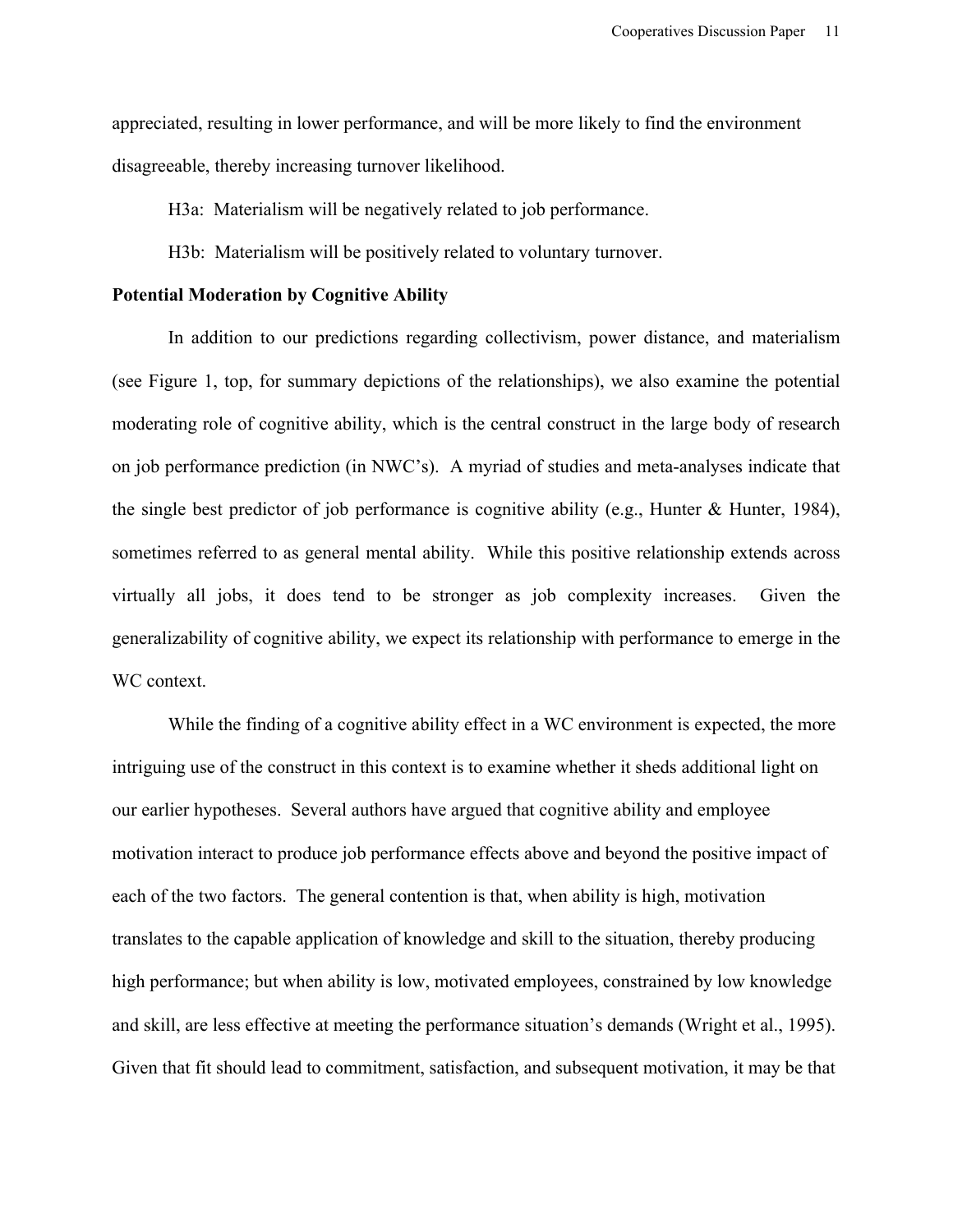appreciated, resulting in lower performance, and will be more likely to find the environment disagreeable, thereby increasing turnover likelihood.

H3a: Materialism will be negatively related to job performance.

H3b: Materialism will be positively related to voluntary turnover.

**Potential Moderation by Cognitive Ability**

In addition to our predictions regarding collectivism, power distance, and materialism (see Figure 1, top, for summary depictions of the relationships), we also examine the potential moderating role of cognitive ability, which is the central construct in the large body of research on job performance prediction (in NWC's). A myriad of studies and meta-analyses indicate that the single best predictor of job performance is cognitive ability (e.g., Hunter & Hunter, 1984), sometimes referred to as general mental ability. While this positive relationship extends across virtually all jobs, it does tend to be stronger as job complexity increases. Given the generalizability of cognitive ability, we expect its relationship with performance to emerge in the WC context.

While the finding of a cognitive ability effect in a WC environment is expected, the more intriguing use of the construct in this context is to examine whether it sheds additional light on our earlier hypotheses. Several authors have argued that cognitive ability and employee motivation interact to produce job performance effects above and beyond the positive impact of each of the two factors. The general contention is that, when ability is high, motivation translates to the capable application of knowledge and skill to the situation, thereby producing high performance; but when ability is low, motivated employees, constrained by low knowledge and skill, are less effective at meeting the performance situation's demands (Wright et al., 1995). Given that fit should lead to commitment, satisfaction, and subsequent motivation, it may be that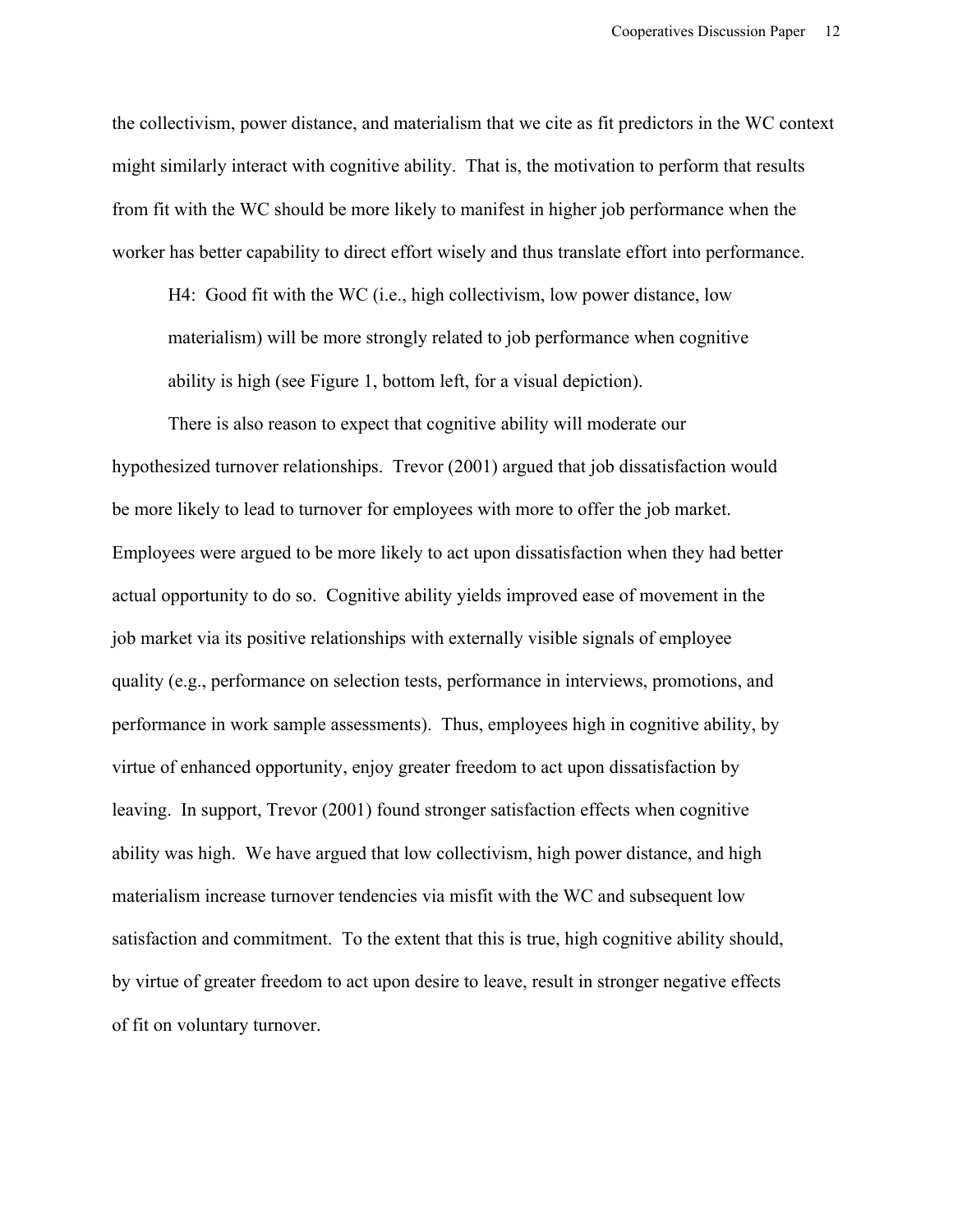the collectivism, power distance, and materialism that we cite as fit predictors in the WC context might similarly interact with cognitive ability. That is, the motivation to perform that results from fit with the WC should be more likely to manifest in higher job performance when the worker has better capability to direct effort wisely and thus translate effort into performance.

> H4: Good fit with the WC (i.e., high collectivism, low power distance, low materialism) will be more strongly related to job performance when cognitive ability is high (see Figure 1, bottom left, for a visual depiction).

There is also reason to expect that cognitive ability will moderate our hypothesized turnover relationships. Trevor (2001) argued that job dissatisfaction would be more likely to lead to turnover for employees with more to offer the job market. Employees were argued to be more likely to act upon dissatisfaction when they had better actual opportunity to do so. Cognitive ability yields improved ease of movement in the job market via its positive relationships with externally visible signals of employee quality (e.g., performance on selection tests, performance in interviews, promotions, and performance in work sample assessments). Thus, employees high in cognitive ability, by virtue of enhanced opportunity, enjoy greater freedom to act upon dissatisfaction by leaving. In support, Trevor (2001) found stronger satisfaction effects when cognitive ability was high. We have argued that low collectivism, high power distance, and high materialism increase turnover tendencies via misfit with the WC and subsequent low satisfaction and commitment. To the extent that this is true, high cognitive ability should, by virtue of greater freedom to act upon desire to leave, result in stronger negative effects of fit on voluntary turnover.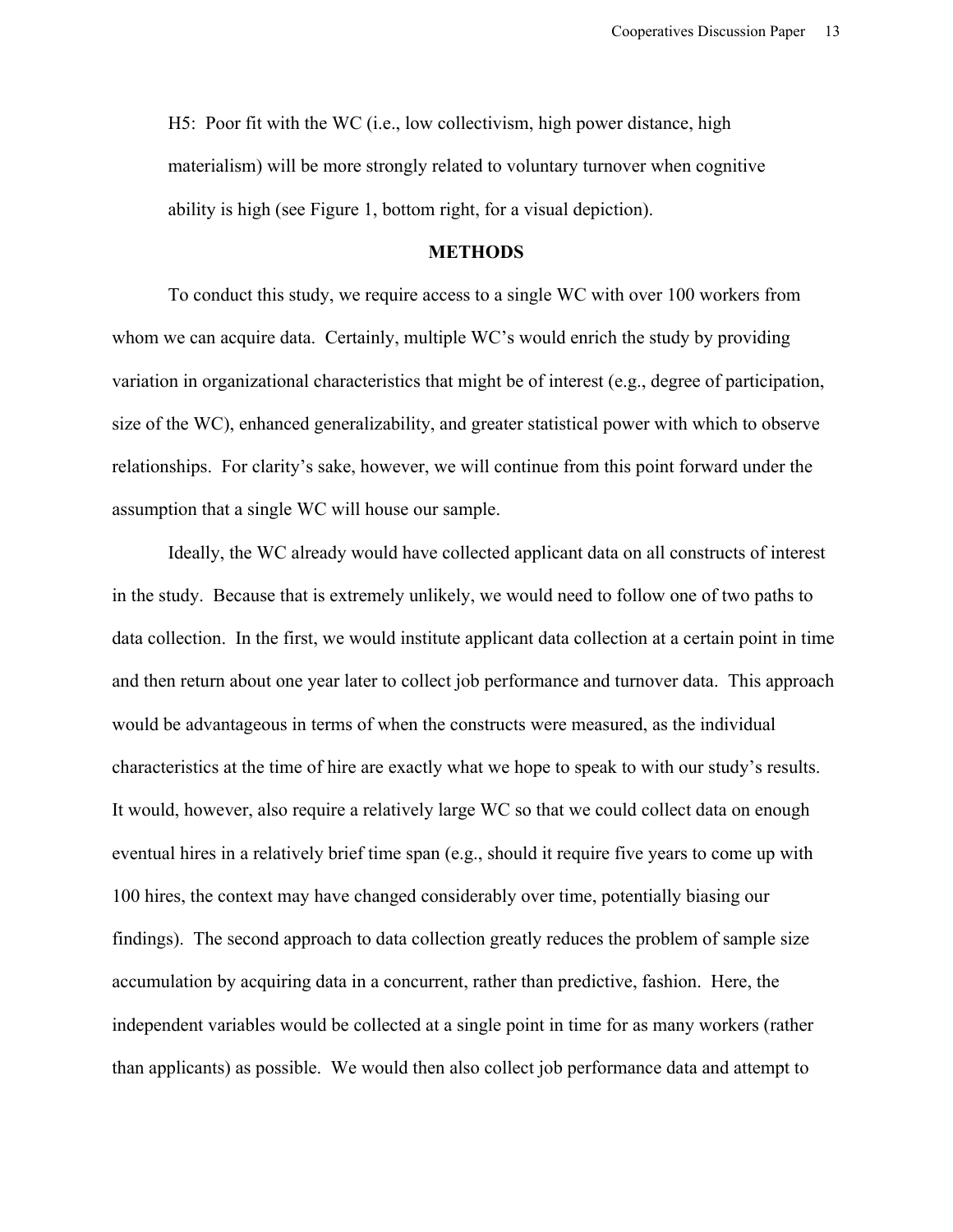H5: Poor fit with the WC (i.e., low collectivism, high power distance, high materialism) will be more strongly related to voluntary turnover when cognitive ability is high (see Figure 1, bottom right, for a visual depiction).

## METHODS

To conduct this study, we require access to a single WC with over 100 workers from whom we can acquire data. Certainly, multiple WC's would enrich the study by providing variation in organizational characteristics that might be of interest (e.g., degree of participation, size of the WC), enhanced generalizability, and greater statistical power with which to observe relationships. For clarity's sake, however, we will continue from this point forward under the assumption that a single WC will house our sample.

Ideally, the WC already would have collected applicant data on all constructs of interest in the study. Because that is extremely unlikely, we would need to follow one of two paths to data collection. In the first, we would institute applicant data collection at a certain point in time and then return about one year later to collect job performance and turnover data. This approach would be advantageous in terms of when the constructs were measured, as the individual characteristics at the time of hire are exactly what we hope to speak to with our study's results. It would, however, also require a relatively large WC so that we could collect data on enough eventual hires in a relatively brief time span (e.g., should it require five years to come up with 100 hires, the context may have changed considerably over time, potentially biasing our findings). The second approach to data collection greatly reduces the problem of sample size accumulation by acquiring data in a concurrent, rather than predictive, fashion. Here, the independent variables would be collected at a single point in time for as many workers (rather than applicants) as possible. We would then also collect job performance data and attempt to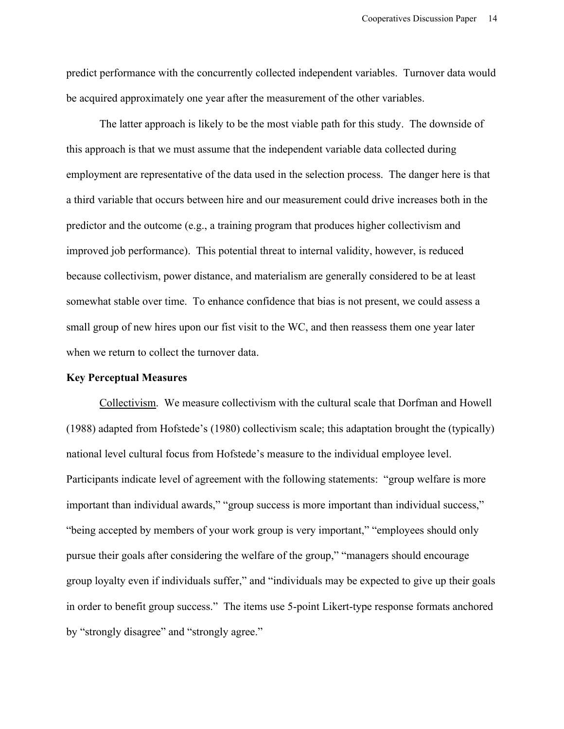predict performance with the concurrently collected independent variables. Turnover data would be acquired approximately one year after the measurement of the other variables.

The latter approach is likely to be the most viable path for this study. The downside of this approach is that we must assume that the independent variable data collected during employment are representative of the data used in the selection process. The danger here is that a third variable that occurs between hire and our measurement could drive increases both in the predictor and the outcome (e.g., a training program that produces higher collectivism and improved job performance). This potential threat to internal validity, however, is reduced because collectivism, power distance, and materialism are generally considered to be at least somewhat stable over time. To enhance confidence that bias is not present, we could assess a small group of new hires upon our fist visit to the WC, and then reassess them one year later when we return to collect the turnover data.

**Key Perceptual Measures**

<u>Collectivism</u>. We measure collectivism with the cultural scale that Dorfman and Howell (1988) adapted from Hofstede's (1980) collectivism scale; this adaptation brought the (typically) national level cultural focus from Hofstede's measure to the individual employee level. Participants indicate level of agreement with the following statements: "group welfare is more important than individual awards," "group success is more important than individual success," "being accepted by members of your work group is very important," "employees should only pursue their goals after considering the welfare of the group," "managers should encourage group loyalty even if individuals suffer," and "individuals may be expected to give up their goals in order to benefit group success." The items use 5-point Likert-type response formats anchored by "strongly disagree" and "strongly agree."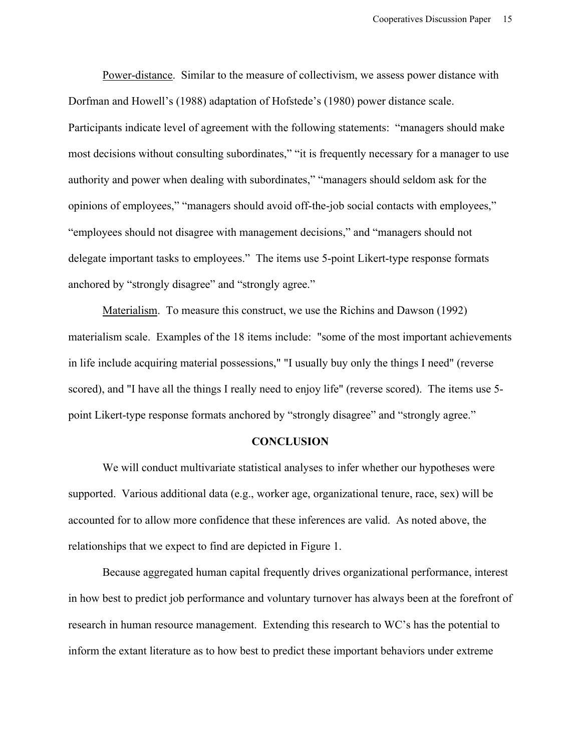Power-distance. Similar to the measure of collectivism, we assess power distance with Dorfman and Howell's (1988) adaptation of Hofstede's (1980) power distance scale. Participants indicate level of agreement with the following statements: "managers should make most decisions without consulting subordinates," "it is frequently necessary for a manager to use authority and power when dealing with subordinates," "managers should seldom ask for the opinions of employees," "managers should avoid off-the-job social contacts with employees," "employees should not disagree with management decisions," and "managers should not delegate important tasks to employees." The items use 5-point Likert-type response formats anchored by "strongly disagree" and "strongly agree."

Materialism. To measure this construct, we use the Richins and Dawson (1992) materialism scale. Examples of the 18 items include: "some of the most important achievements in life include acquiring material possessions," "I usually buy only the things I need" (reverse scored), and "I have all the things I really need to enjoy life" (reverse scored). The items use 5-point Likert-type response formats anchored by "strongly disagree" and "strongly agree."

## CONCLUSION

We will conduct multivariate statistical analyses to infer whether our hypotheses were supported. Various additional data (e.g., worker age, organizational tenure, race, sex) will be accounted for to allow more confidence that these inferences are valid. As noted above, the relationships that we expect to find are depicted in Figure 1.

Because aggregated human capital frequently drives organizational performance, interest in how best to predict job performance and voluntary turnover has always been at the forefront of research in human resource management. Extending this research to WC's has the potential to inform the extant literature as to how best to predict these important behaviors under extreme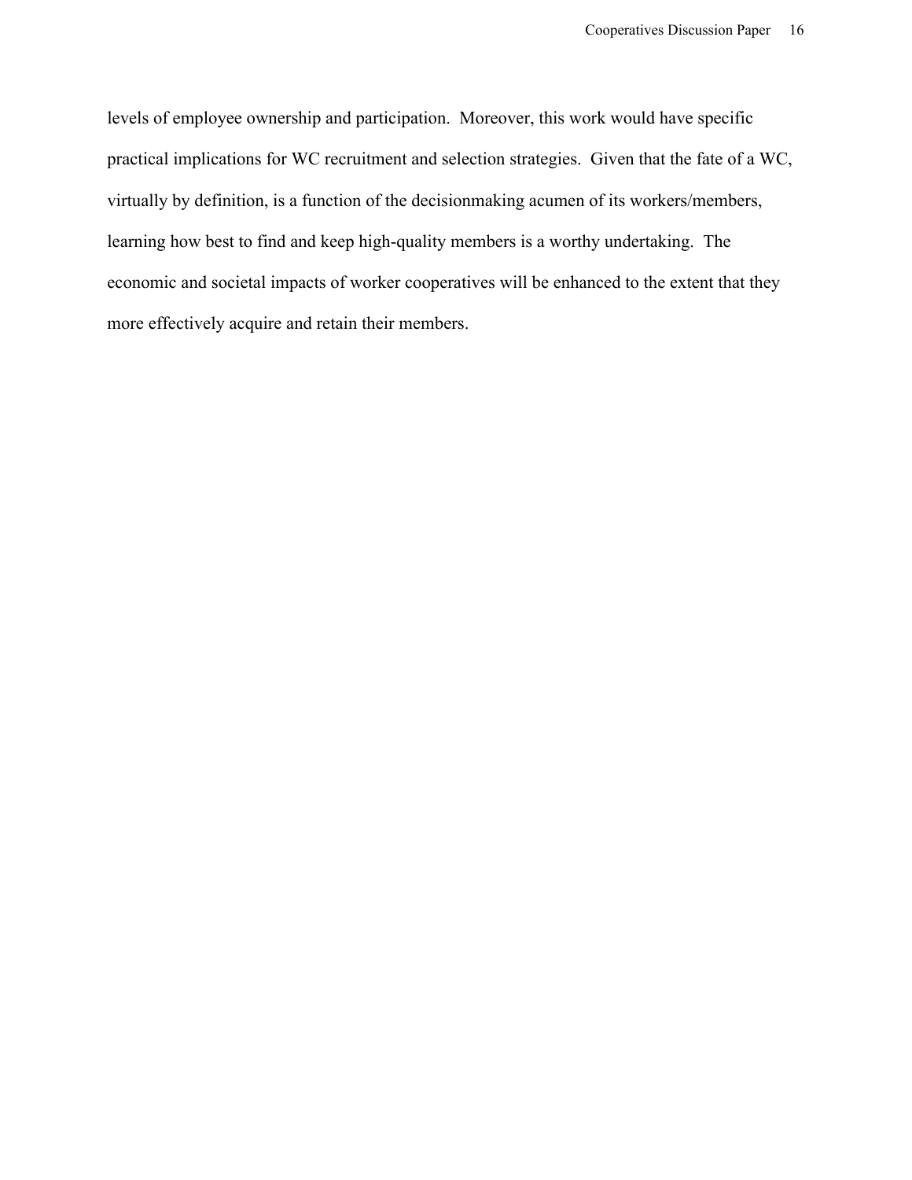levels of employee ownership and participation. Moreover, this work would have specific practical implications for WC recruitment and selection strategies. Given that the fate of a WC, virtually by definition, is a function of the decisionmaking acumen of its workers/members, learning how best to find and keep high-quality members is a worthy undertaking. The economic and societal impacts of worker cooperatives will be enhanced to the extent that they more effectively acquire and retain their members.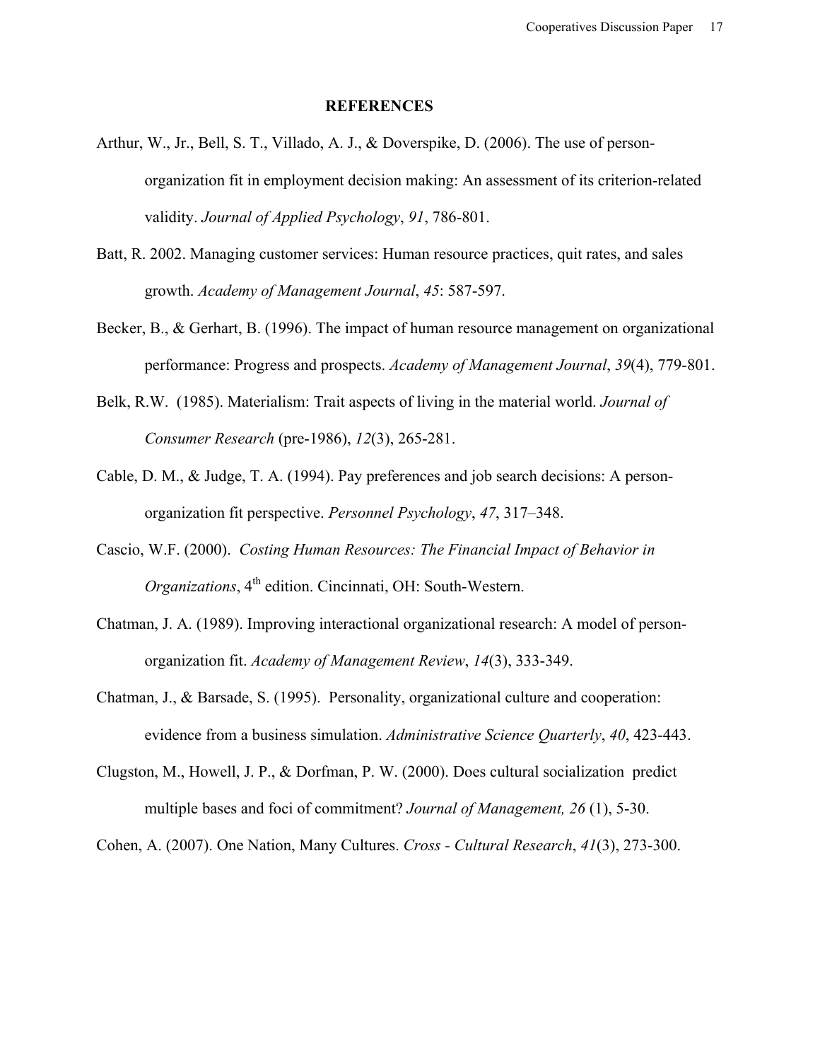## REFERENCES

Arthur, W., Jr., Bell, S. T., Villado, A. J., & Doverspike, D. (2006). The use of person-organization fit in employment decision making: An assessment of its criterion-related validity. *Journal of Applied Psychology*, *91*, 786-801.

Batt, R. 2002. Managing customer services: Human resource practices, quit rates, and sales growth. *Academy of Management Journal*, *45*: 587-597.

Becker, B., & Gerhart, B. (1996). The impact of human resource management on organizational performance: Progress and prospects. *Academy of Management Journal*, *39*(4), 779-801.

Belk, R.W. (1985). Materialism: Trait aspects of living in the material world. *Journal of Consumer Research* (pre-1986), *12*(3), 265-281.

Cable, D. M., & Judge, T. A. (1994). Pay preferences and job search decisions: A person-organization fit perspective. *Personnel Psychology*, *47*, 317–348.

Cascio, W.F. (2000). *Costing Human Resources: The Financial Impact of Behavior in Organizations*, 4th edition. Cincinnati, OH: South-Western.

Chatman, J. A. (1989). Improving interactional organizational research: A model of person-organization fit. *Academy of Management Review*, *14*(3), 333-349.

Chatman, J., & Barsade, S. (1995). Personality, organizational culture and cooperation: evidence from a business simulation. *Administrative Science Quarterly*, *40*, 423-443.

Clugston, M., Howell, J. P., & Dorfman, P. W. (2000). Does cultural socialization predict multiple bases and foci of commitment? *Journal of Management, 26* (1), 5-30.

Cohen, A. (2007). One Nation, Many Cultures. *Cross - Cultural Research*, *41*(3), 273-300.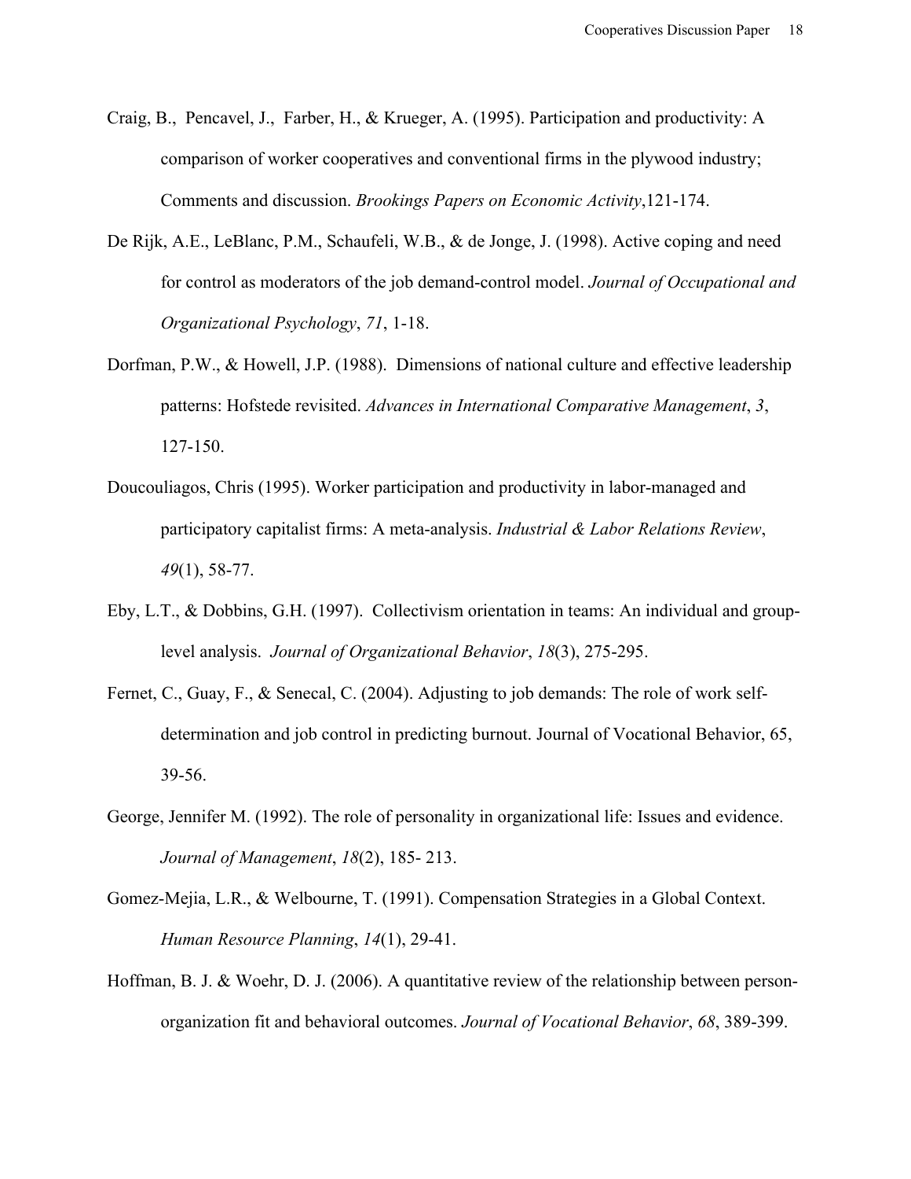Craig, B., Pencavel, J., Farber, H., & Krueger, A. (1995). Participation and productivity: A comparison of worker cooperatives and conventional firms in the plywood industry; Comments and discussion. *Brookings Papers on Economic Activity*,121-174.

De Rijk, A.E., LeBlanc, P.M., Schaufeli, W.B., & de Jonge, J. (1998). Active coping and need for control as moderators of the job demand-control model. *Journal of Occupational and Organizational Psychology*, *71*, 1-18.

Dorfman, P.W., & Howell, J.P. (1988). Dimensions of national culture and effective leadership patterns: Hofstede revisited. *Advances in International Comparative Management*, *3*, 127-150.

Doucouliagos, Chris (1995). Worker participation and productivity in labor-managed and participatory capitalist firms: A meta-analysis. *Industrial & Labor Relations Review*, *49*(1), 58-77.

Eby, L.T., & Dobbins, G.H. (1997). Collectivism orientation in teams: An individual and group-level analysis. *Journal of Organizational Behavior*, *18*(3), 275-295.

Fernet, C., Guay, F., & Senecal, C. (2004). Adjusting to job demands: The role of work self-determination and job control in predicting burnout. Journal of Vocational Behavior, 65, 39-56.

George, Jennifer M. (1992). The role of personality in organizational life: Issues and evidence. *Journal of Management*, *18*(2), 185- 213.

Gomez-Mejia, L.R., & Welbourne, T. (1991). Compensation Strategies in a Global Context. *Human Resource Planning*, *14*(1), 29-41.

Hoffman, B. J. & Woehr, D. J. (2006). A quantitative review of the relationship between person-organization fit and behavioral outcomes. *Journal of Vocational Behavior*, *68*, 389-399.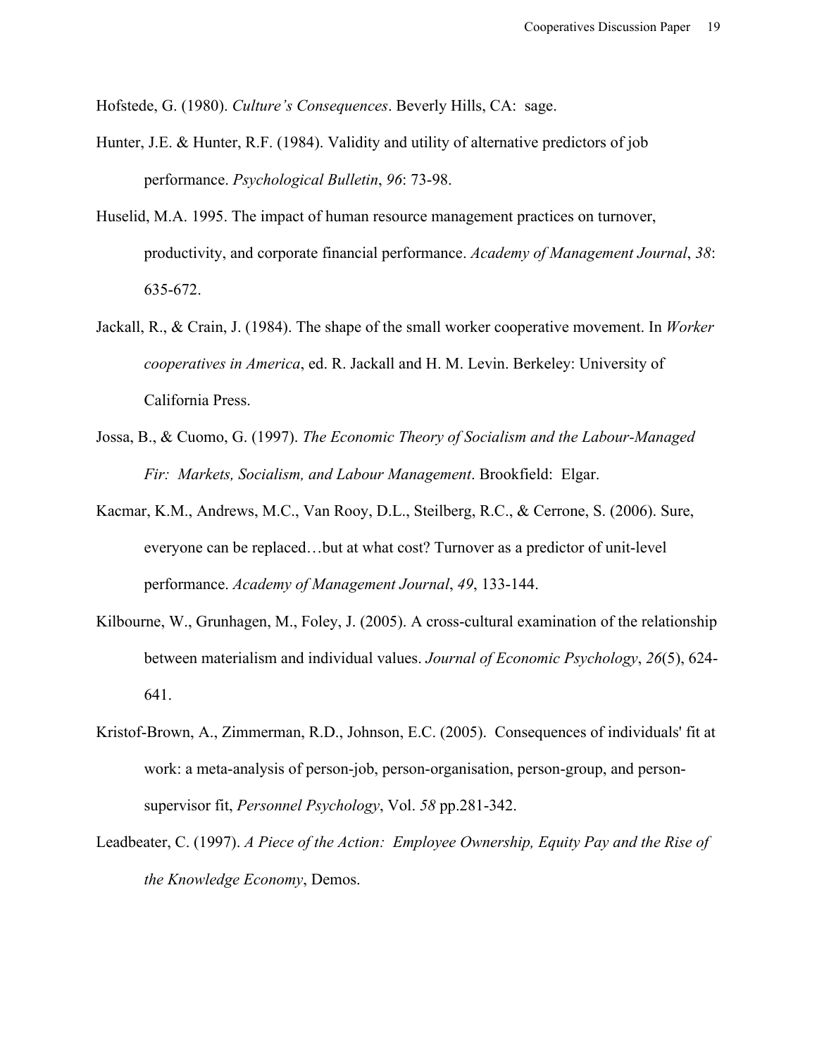Hofstede, G. (1980). *Culture's Consequences*. Beverly Hills, CA: sage.

Hunter, J.E. & Hunter, R.F. (1984). Validity and utility of alternative predictors of job performance. *Psychological Bulletin*, *96*: 73-98.

Huselid, M.A. 1995. The impact of human resource management practices on turnover, productivity, and corporate financial performance. *Academy of Management Journal*, *38*: 635-672.

Jackall, R., & Crain, J. (1984). The shape of the small worker cooperative movement. In *Worker cooperatives in America*, ed. R. Jackall and H. M. Levin. Berkeley: University of California Press.

Jossa, B., & Cuomo, G. (1997). *The Economic Theory of Socialism and the Labour-Managed Fir: Markets, Socialism, and Labour Management*. Brookfield: Elgar.

Kacmar, K.M., Andrews, M.C., Van Rooy, D.L., Steilberg, R.C., & Cerrone, S. (2006). Sure, everyone can be replaced…but at what cost? Turnover as a predictor of unit-level performance. *Academy of Management Journal*, *49*, 133-144.

Kilbourne, W., Grunhagen, M., Foley, J. (2005). A cross-cultural examination of the relationship between materialism and individual values. *Journal of Economic Psychology*, *26*(5), 624-641.

Kristof-Brown, A., Zimmerman, R.D., Johnson, E.C. (2005). Consequences of individuals' fit at work: a meta-analysis of person-job, person-organisation, person-group, and person-supervisor fit, *Personnel Psychology*, Vol. *58* pp.281-342.

Leadbeater, C. (1997). *A Piece of the Action: Employee Ownership, Equity Pay and the Rise of the Knowledge Economy*, Demos.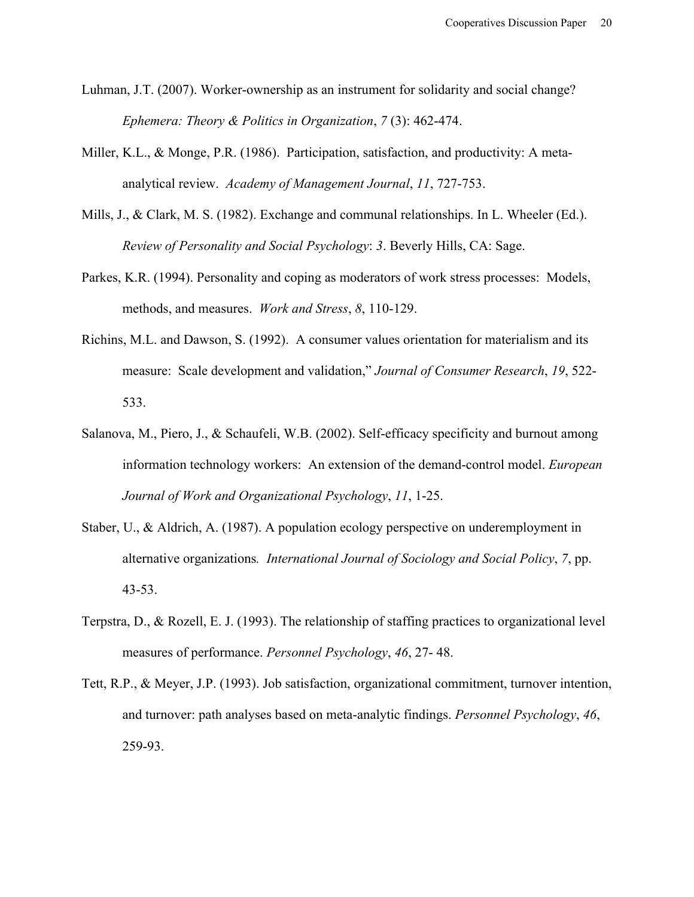Luhman, J.T. (2007). Worker-ownership as an instrument for solidarity and social change? *Ephemera: Theory & Politics in Organization*, *7* (3): 462-474.

Miller, K.L., & Monge, P.R. (1986). Participation, satisfaction, and productivity: A meta-analytical review. *Academy of Management Journal*, *11*, 727-753.

Mills, J., & Clark, M. S. (1982). Exchange and communal relationships. In L. Wheeler (Ed.). *Review of Personality and Social Psychology*: *3*. Beverly Hills, CA: Sage.

Parkes, K.R. (1994). Personality and coping as moderators of work stress processes: Models, methods, and measures. *Work and Stress*, *8*, 110-129.

Richins, M.L. and Dawson, S. (1992). A consumer values orientation for materialism and its measure: Scale development and validation," *Journal of Consumer Research*, *19*, 522-533.

Salanova, M., Piero, J., & Schaufeli, W.B. (2002). Self-efficacy specificity and burnout among information technology workers: An extension of the demand-control model. *European Journal of Work and Organizational Psychology*, *11*, 1-25.

Staber, U., & Aldrich, A. (1987). A population ecology perspective on underemployment in alternative organizations*. International Journal of Sociology and Social Policy*, *7*, pp. 43-53.

Terpstra, D., & Rozell, E. J. (1993). The relationship of staffing practices to organizational level measures of performance. *Personnel Psychology*, *46*, 27- 48.

Tett, R.P., & Meyer, J.P. (1993). Job satisfaction, organizational commitment, turnover intention, and turnover: path analyses based on meta-analytic findings. *Personnel Psychology*, *46*, 259-93.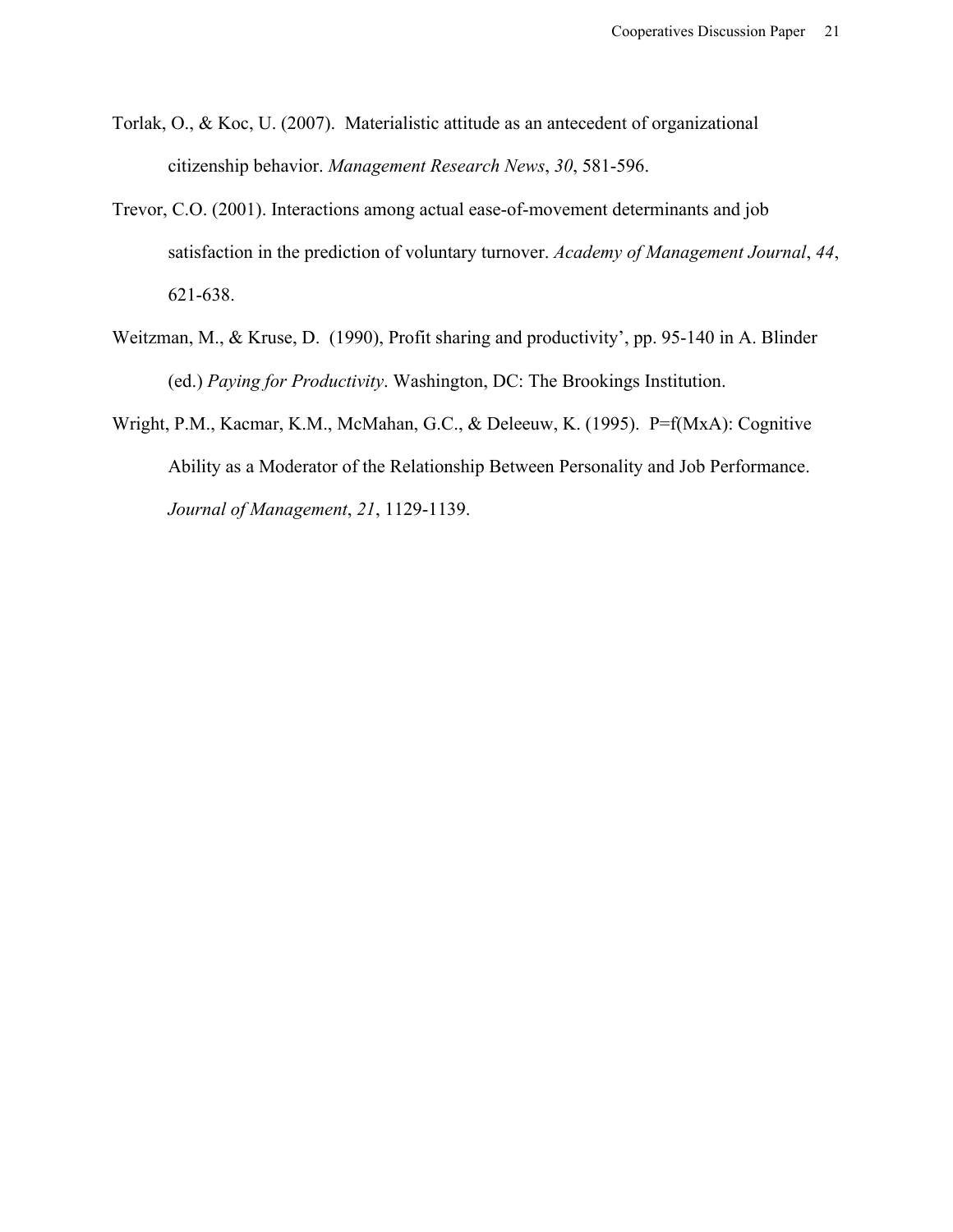Torlak, O., & Koc, U. (2007). Materialistic attitude as an antecedent of organizational citizenship behavior. *Management Research News*, *30*, 581-596.

Trevor, C.O. (2001). Interactions among actual ease-of-movement determinants and job satisfaction in the prediction of voluntary turnover. *Academy of Management Journal*, *44*, 621-638.

Weitzman, M., & Kruse, D. (1990), Profit sharing and productivity', pp. 95-140 in A. Blinder (ed.) *Paying for Productivity*. Washington, DC: The Brookings Institution.

Wright, P.M., Kacmar, K.M., McMahan, G.C., & Deleeuw, K. (1995). P=f(MxA): Cognitive Ability as a Moderator of the Relationship Between Personality and Job Performance. *Journal of Management*, *21*, 1129-1139.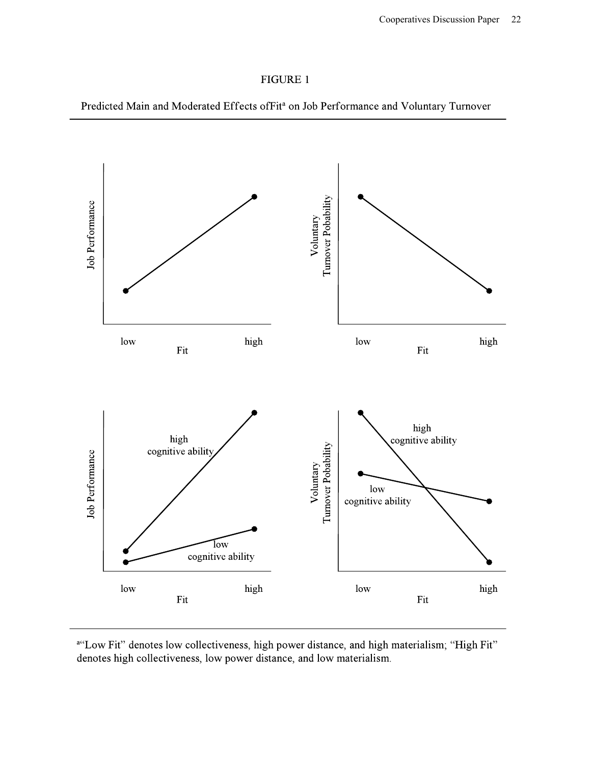FIGURE 1

Predicted Main and Moderated Effects ofFit[a] on Job Performance and Voluntary Turnover

Job Performance

low
Fit
high

Voluntary
Turnover Pobability

low
Fit
high

Job Performance

high
cognitive ability

low
cognitive ability

low
Fit
high

Voluntary
Turnover Pobability

high
cognitive ability

low
cognitive ability

low
Fit
high

[a]"Low Fit" denotes low collectiveness, high power distance, and high materialism; "High Fit" denotes high collectiveness, low power distance, and low materialism.